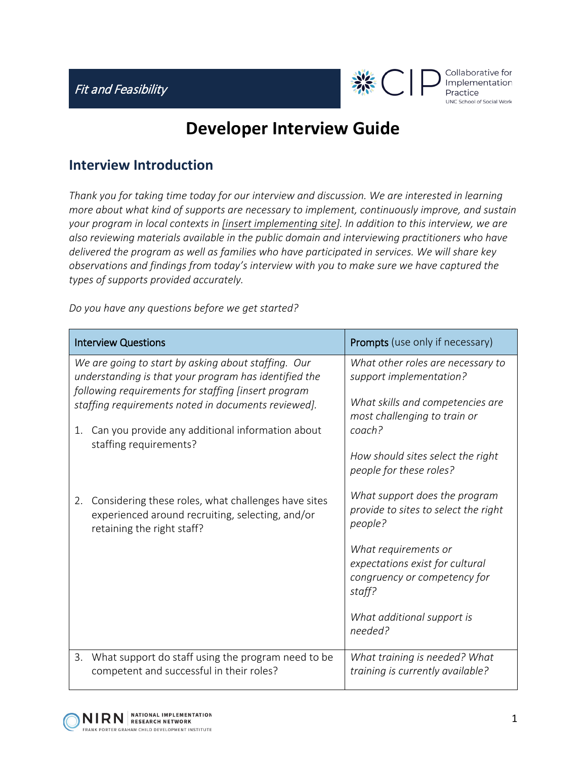*Fit and Feasibility*

# Developer Interview Guide

## Interview Introduction

*Thank you for taking time today for our interview and discussion. We are interested in learning more about what kind of supports are necessary to implement, continuously improve, and sustain your program in local contexts in [insert implementing site]. In addition to this interview, we are also reviewing materials available in the public domain and interviewing practitioners who have delivered the program as well as families who have participated in services. We will share key observations and findings from today's interview with you to make sure we have captured the types of supports provided accurately.*

*Do you have any questions before we get started?*

| Interview Questions | **Prompts** (use only if necessary) |
|---|---|
| *We are going to start by asking about staffing. Our understanding is that your program has identified the following requirements for staffing [insert program staffing requirements noted in documents reviewed].*<br><br>1. Can you provide any additional information about staffing requirements?<br><br>2. Considering these roles, what challenges have sites experienced around recruiting, selecting, and/or retaining the right staff? | *What other roles are necessary to support implementation?*<br><br>*What skills and competencies are most challenging to train or coach?*<br><br>*How should sites select the right people for these roles?*<br><br>*What support does the program provide to sites to select the right people?*<br><br>*What requirements or expectations exist for cultural congruency or competency for staff?*<br><br>*What additional support is needed?* |
| 3. What support do staff using the program need to be competent and successful in their roles? | *What training is needed? What training is currently available?* |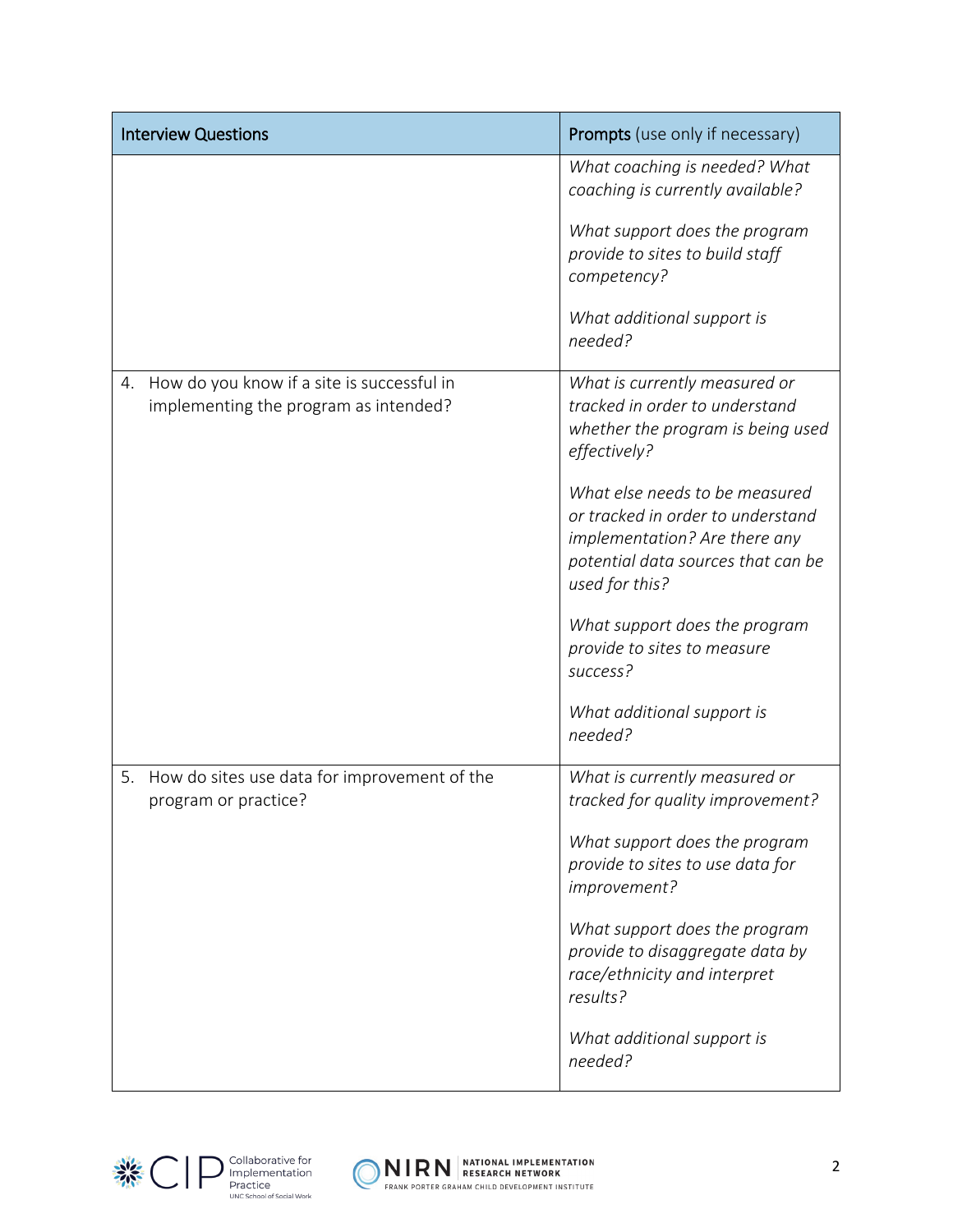| Interview Questions | Prompts (use only if necessary) |
|---|---|
| | *What coaching is needed? What coaching is currently available?*<br><br>*What support does the program provide to sites to build staff competency?*<br><br>*What additional support is needed?* |
| 4. How do you know if a site is successful in implementing the program as intended? | *What is currently measured or tracked in order to understand whether the program is being used effectively?*<br><br>*What else needs to be measured or tracked in order to understand implementation? Are there any potential data sources that can be used for this?*<br><br>*What support does the program provide to sites to measure success?*<br><br>*What additional support is needed?* |
| 5. How do sites use data for improvement of the program or practice? | *What is currently measured or tracked for quality improvement?*<br><br>*What support does the program provide to sites to use data for improvement?*<br><br>*What support does the program provide to disaggregate data by race/ethnicity and interpret results?*<br><br>*What additional support is needed?* |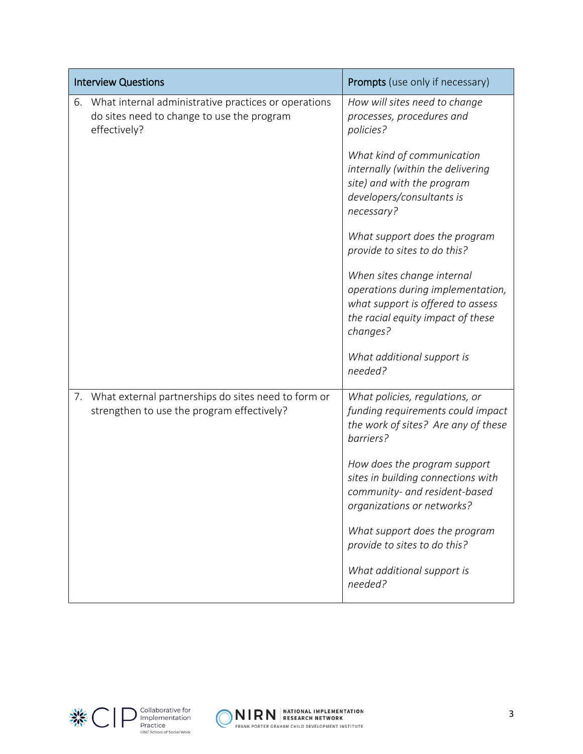| Interview Questions | Prompts (use only if necessary) |
|---|---|
| 6. What internal administrative practices or operations do sites need to change to use the program effectively? | *How will sites need to change processes, procedures and policies?*<br><br>*What kind of communication internally (within the delivering site) and with the program developers/consultants is necessary?*<br><br>*What support does the program provide to sites to do this?*<br><br>*When sites change internal operations during implementation, what support is offered to assess the racial equity impact of these changes?*<br><br>*What additional support is needed?* |
| 7. What external partnerships do sites need to form or strengthen to use the program effectively? | *What policies, regulations, or funding requirements could impact the work of sites? Are any of these barriers?*<br><br>*How does the program support sites in building connections with community- and resident-based organizations or networks?*<br><br>*What support does the program provide to sites to do this?*<br><br>*What additional support is needed?* |